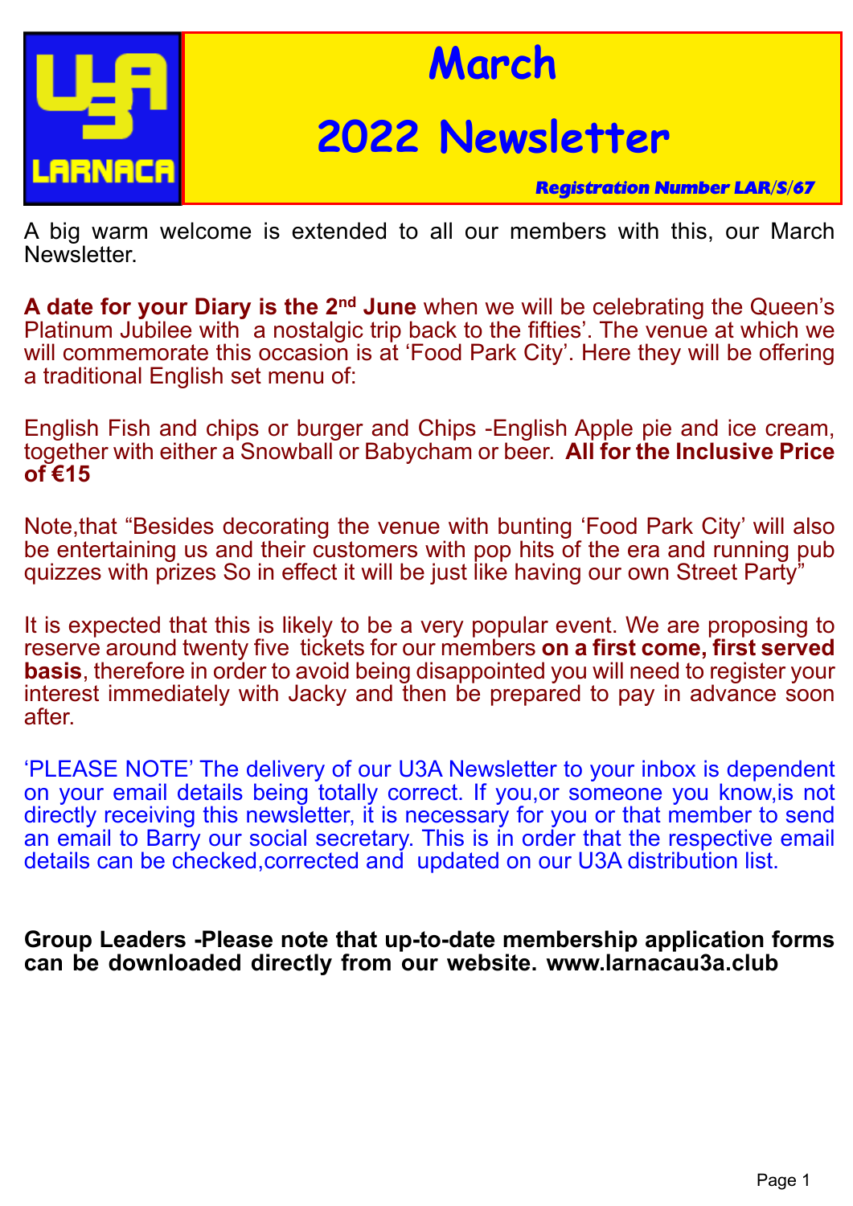# March 2022 Newsletter

***Registration Number LAR/S/67***

A big warm welcome is extended to all our members with this, our March Newsletter.

**A date for your Diary is the 2nd June** when we will be celebrating the Queen's Platinum Jubilee with a nostalgic trip back to the fifties'. The venue at which we will commemorate this occasion is at 'Food Park City'. Here they will be offering a traditional English set menu of:

English Fish and chips or burger and Chips -English Apple pie and ice cream, together with either a Snowball or Babycham or beer. **All for the Inclusive Price of €15**

Note,that "Besides decorating the venue with bunting 'Food Park City' will also be entertaining us and their customers with pop hits of the era and running pub quizzes with prizes So in effect it will be just like having our own Street Party"

It is expected that this is likely to be a very popular event. We are proposing to reserve around twenty five tickets for our members **on a first come, first served basis**, therefore in order to avoid being disappointed you will need to register your interest immediately with Jacky and then be prepared to pay in advance soon after.

'PLEASE NOTE' The delivery of our U3A Newsletter to your inbox is dependent on your email details being totally correct. If you,or someone you know,is not directly receiving this newsletter, it is necessary for you or that member to send an email to Barry our social secretary. This is in order that the respective email details can be checked,corrected and updated on our U3A distribution list.

**Group Leaders -Please note that up-to-date membership application forms can be downloaded directly from our website. www.larnacau3a.club**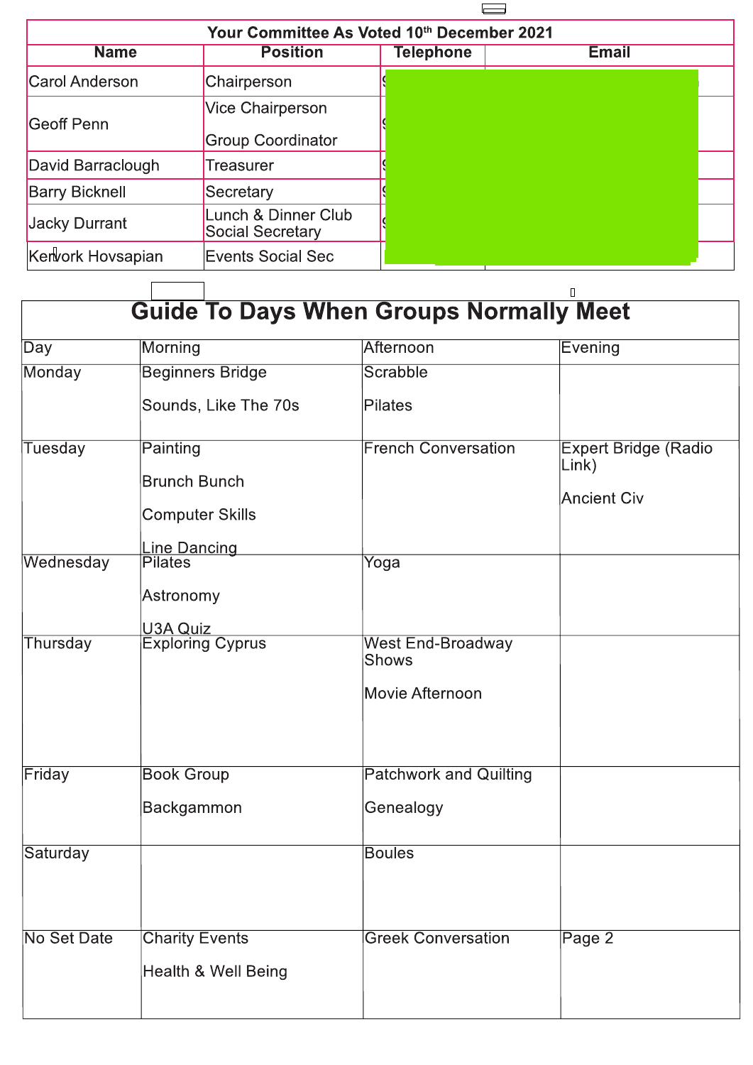| Your Committee As Voted 10th December 2021 | | | |
|---|---|---|---|
| **Name** | **Position** | **Telephone** | **Email** |
| Carol Anderson | Chairperson | | |
| Geoff Penn | Vice Chairperson<br>Group Coordinator | | |
| David Barraclough | Treasurer | | |
| Barry Bicknell | Secretary | | |
| Jacky Durrant | Lunch & Dinner Club Social Secretary | | |
| Kervork Hovsapian | Events Social Sec | | |

# Guide To Days When Groups Normally Meet

| Day | Morning | Afternoon | Evening |
|---|---|---|---|
| Monday | Beginners Bridge<br>Sounds, Like The 70s | Scrabble<br>Pilates | |
| Tuesday | Painting<br>Brunch Bunch<br>Computer Skills<br>Line Dancing | French Conversation | Expert Bridge (Radio Link)<br>Ancient Civ |
| Wednesday | Pilates<br>Astronomy<br>U3A Quiz | Yoga | |
| Thursday | Exploring Cyprus | West End-Broadway Shows<br>Movie Afternoon | |
| Friday | Book Group<br>Backgammon | Patchwork and Quilting<br>Genealogy | |
| Saturday | | Boules | |
| No Set Date | Charity Events<br>Health & Well Being | Greek Conversation | |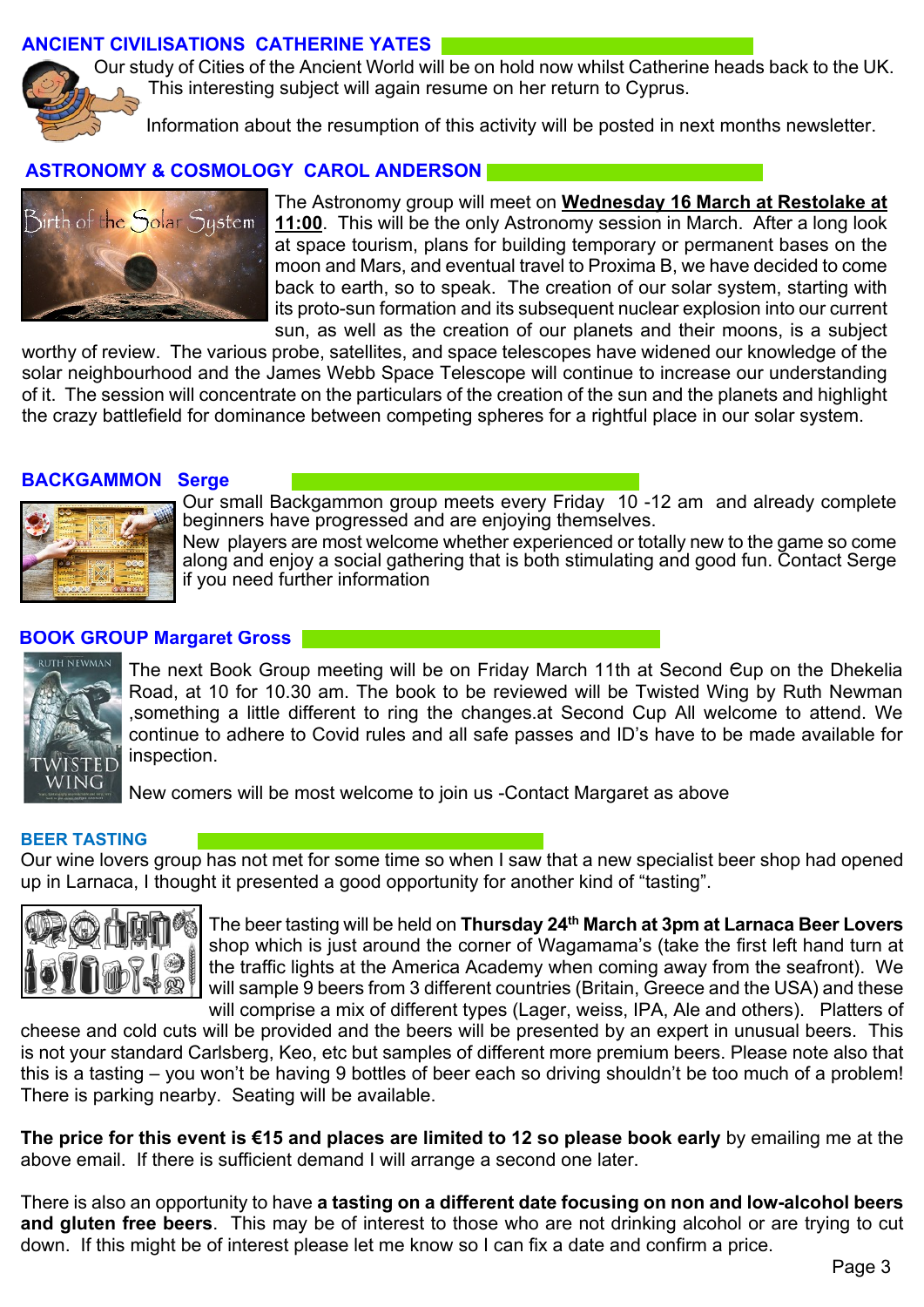## ANCIENT CIVILISATIONS CATHERINE YATES

Our study of Cities of the Ancient World will be on hold now whilst Catherine heads back to the UK. This interesting subject will again resume on her return to Cyprus.

Information about the resumption of this activity will be posted in next months newsletter.

## ASTRONOMY & COSMOLOGY CAROL ANDERSON

The Astronomy group will meet on **Wednesday 16 March at Restolake at 11:00**. This will be the only Astronomy session in March. After a long look at space tourism, plans for building temporary or permanent bases on the moon and Mars, and eventual travel to Proxima B, we have decided to come back to earth, so to speak. The creation of our solar system, starting with its proto-sun formation and its subsequent nuclear explosion into our current sun, as well as the creation of our planets and their moons, is a subject worthy of review. The various probe, satellites, and space telescopes have widened our knowledge of the solar neighbourhood and the James Webb Space Telescope will continue to increase our understanding of it. The session will concentrate on the particulars of the creation of the sun and the planets and highlight the crazy battlefield for dominance between competing spheres for a rightful place in our solar system.

## BACKGAMMON Serge

Our small Backgammon group meets every Friday 10 -12 am and already complete beginners have progressed and are enjoying themselves.

New players are most welcome whether experienced or totally new to the game so come along and enjoy a social gathering that is both stimulating and good fun. Contact Serge if you need further information

## BOOK GROUP Margaret Gross

The next Book Group meeting will be on Friday March 11th at Second Єup on the Dhekelia Road, at 10 for 10.30 am. The book to be reviewed will be Twisted Wing by Ruth Newman ,something a little different to ring the changes.at Second Cup All welcome to attend. We continue to adhere to Covid rules and all safe passes and ID's have to be made available for inspection.

New comers will be most welcome to join us -Contact Margaret as above

## BEER TASTING

Our wine lovers group has not met for some time so when I saw that a new specialist beer shop had opened up in Larnaca, I thought it presented a good opportunity for another kind of "tasting".

The beer tasting will be held on **Thursday 24th March at 3pm at Larnaca Beer Lovers** shop which is just around the corner of Wagamama's (take the first left hand turn at the traffic lights at the America Academy when coming away from the seafront). We will sample 9 beers from 3 different countries (Britain, Greece and the USA) and these will comprise a mix of different types (Lager, weiss, IPA, Ale and others). Platters of cheese and cold cuts will be provided and the beers will be presented by an expert in unusual beers. This is not your standard Carlsberg, Keo, etc but samples of different more premium beers. Please note also that this is a tasting – you won't be having 9 bottles of beer each so driving shouldn't be too much of a problem! There is parking nearby. Seating will be available.

**The price for this event is €15 and places are limited to 12 so please book early** by emailing me at the above email. If there is sufficient demand I will arrange a second one later.

There is also an opportunity to have **a tasting on a different date focusing on non and low-alcohol beers and gluten free beers**. This may be of interest to those who are not drinking alcohol or are trying to cut down. If this might be of interest please let me know so I can fix a date and confirm a price.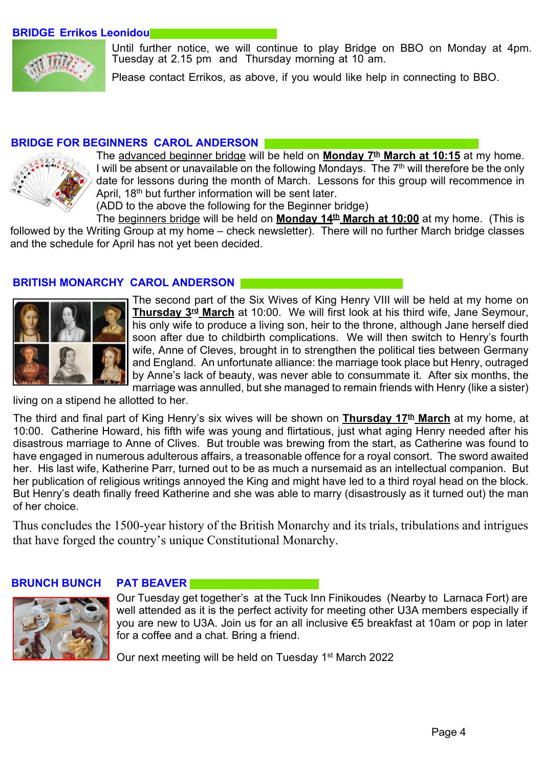## BRIDGE Errikos Leonidou

Until further notice, we will continue to play Bridge on BBO on Monday at 4pm. Tuesday at 2.15 pm and Thursday morning at 10 am.

Please contact Errikos, as above, if you would like help in connecting to BBO.

## BRIDGE FOR BEGINNERS CAROL ANDERSON

The advanced beginner bridge will be held on **Monday 7th March at 10:15** at my home. I will be absent or unavailable on the following Mondays. The 7th will therefore be the only date for lessons during the month of March. Lessons for this group will recommence in April, 18th but further information will be sent later.

(ADD to the above the following for the Beginner bridge)

The beginners bridge will be held on **Monday 14th March at 10:00** at my home. (This is followed by the Writing Group at my home – check newsletter). There will no further March bridge classes and the schedule for April has not yet been decided.

## BRITISH MONARCHY CAROL ANDERSON

The second part of the Six Wives of King Henry VIII will be held at my home on **Thursday 3rd March** at 10:00. We will first look at his third wife, Jane Seymour, his only wife to produce a living son, heir to the throne, although Jane herself died soon after due to childbirth complications. We will then switch to Henry's fourth wife, Anne of Cleves, brought in to strengthen the political ties between Germany and England. An unfortunate alliance: the marriage took place but Henry, outraged by Anne's lack of beauty, was never able to consummate it. After six months, the marriage was annulled, but she managed to remain friends with Henry (like a sister) living on a stipend he allotted to her.

The third and final part of King Henry's six wives will be shown on **Thursday 17th March** at my home, at 10:00. Catherine Howard, his fifth wife was young and flirtatious, just what aging Henry needed after his disastrous marriage to Anne of Clives. But trouble was brewing from the start, as Catherine was found to have engaged in numerous adulterous affairs, a treasonable offence for a royal consort. The sword awaited her. His last wife, Katherine Parr, turned out to be as much a nursemaid as an intellectual companion. But her publication of religious writings annoyed the King and might have led to a third royal head on the block. But Henry's death finally freed Katherine and she was able to marry (disastrously as it turned out) the man of her choice.

Thus concludes the 1500-year history of the British Monarchy and its trials, tribulations and intrigues that have forged the country's unique Constitutional Monarchy.

## BRUNCH BUNCH PAT BEAVER

Our Tuesday get together's at the Tuck Inn Finikoudes (Nearby to Larnaca Fort) are well attended as it is the perfect activity for meeting other U3A members especially if you are new to U3A. Join us for an all inclusive €5 breakfast at 10am or pop in later for a coffee and a chat. Bring a friend.

Our next meeting will be held on Tuesday 1st March 2022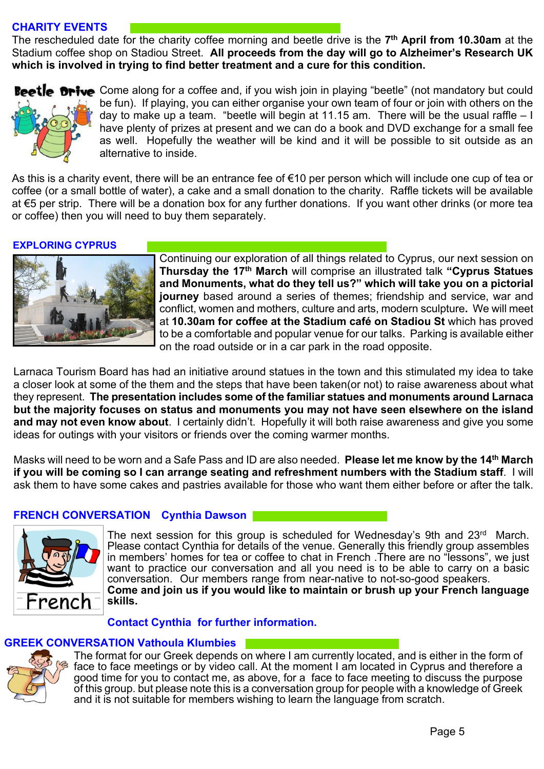## CHARITY EVENTS

The rescheduled date for the charity coffee morning and beetle drive is the 7th **April from 10.30am** at the Stadium coffee shop on Stadiou Street. **All proceeds from the day will go to Alzheimer's Research UK which is involved in trying to find better treatment and a cure for this condition.**

**Beetle Drive** Come along for a coffee and, if you wish join in playing "beetle" (not mandatory but could be fun). If playing, you can either organise your own team of four or join with others on the day to make up a team. "beetle will begin at 11.15 am. There will be the usual raffle – I have plenty of prizes at present and we can do a book and DVD exchange for a small fee as well. Hopefully the weather will be kind and it will be possible to sit outside as an alternative to inside.

As this is a charity event, there will be an entrance fee of €10 per person which will include one cup of tea or coffee (or a small bottle of water), a cake and a small donation to the charity. Raffle tickets will be available at €5 per strip. There will be a donation box for any further donations. If you want other drinks (or more tea or coffee) then you will need to buy them separately.

## EXPLORING CYPRUS

Continuing our exploration of all things related to Cyprus, our next session on **Thursday the 17th March** will comprise an illustrated talk **"Cyprus Statues and Monuments, what do they tell us?" which will take you on a pictorial journey** based around a series of themes; friendship and service, war and conflict, women and mothers, culture and arts, modern sculpture**.** We will meet at **10.30am for coffee at the Stadium café on Stadiou St** which has proved to be a comfortable and popular venue for our talks. Parking is available either on the road outside or in a car park in the road opposite.

Larnaca Tourism Board has had an initiative around statues in the town and this stimulated my idea to take a closer look at some of the them and the steps that have been taken(or not) to raise awareness about what they represent. **The presentation includes some of the familiar statues and monuments around Larnaca but the majority focuses on status and monuments you may not have seen elsewhere on the island and may not even know about**. I certainly didn't. Hopefully it will both raise awareness and give you some ideas for outings with your visitors or friends over the coming warmer months.

Masks will need to be worn and a Safe Pass and ID are also needed. **Please let me know by the 14th March if you will be coming so I can arrange seating and refreshment numbers with the Stadium staff**. I will ask them to have some cakes and pastries available for those who want them either before or after the talk.

## FRENCH CONVERSATION Cynthia Dawson

The next session for this group is scheduled for Wednesday's 9th and 23rd March. Please contact Cynthia for details of the venue. Generally this friendly group assembles in members' homes for tea or coffee to chat in French .There are no "lessons", we just want to practice our conversation and all you need is to be able to carry on a basic conversation. Our members range from near-native to not-so-good speakers.
**Come and join us if you would like to maintain or brush up your French language skills.**

**Contact Cynthia for further information.**

## GREEK CONVERSATION Vathoula Klumbies

The format for our Greek depends on where I am currently located, and is either in the form of face to face meetings or by video call. At the moment I am located in Cyprus and therefore a good time for you to contact me, as above, for a face to face meeting to discuss the purpose of this group. but please note this is a conversation group for people with a knowledge of Greek and it is not suitable for members wishing to learn the language from scratch.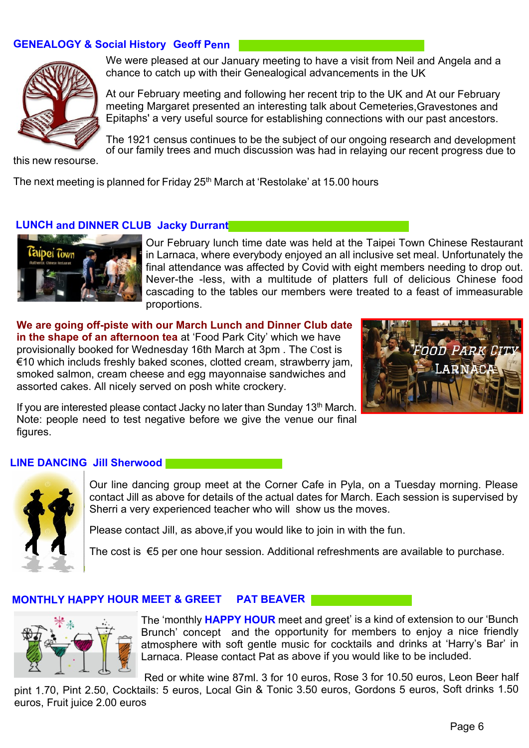## GENEALOGY & Social History Geoff Penn

We were pleased at our January meeting to have a visit from Neil and Angela and a chance to catch up with their Genealogical advancements in the UK

At our February meeting and following her recent trip to the UK and At our February meeting Margaret presented an interesting talk about Cemeteries,Gravestones and Epitaphs' a very useful source for establishing connections with our past ancestors.

The 1921 census continues to be the subject of our ongoing research and development of our family trees and much discussion was had in relaying our recent progress due to this new resourse.

The next meeting is planned for Friday 25th March at 'Restolake' at 15.00 hours

## LUNCH and DINNER CLUB Jacky Durrant

Our February lunch time date was held at the Taipei Town Chinese Restaurant in Larnaca, where everybody enjoyed an all inclusive set meal. Unfortunately the final attendance was affected by Covid with eight members needing to drop out. Never-the -less, with a multitude of platters full of delicious Chinese food cascading to the tables our members were treated to a feast of immeasurable proportions.

**We are going off-piste with our March Lunch and Dinner Club date in the shape of an afternoon tea** at 'Food Park City' which we have provisionally booked for Wednesday 16th March at 3pm . The Cost is €10 which includs freshly baked scones, clotted cream, strawberry jam, smoked salmon, cream cheese and egg mayonnaise sandwiches and assorted cakes. All nicely served on posh white crockery.

If you are interested please contact Jacky no later than Sunday 13th March. Note: people need to test negative before we give the venue our final figures.

## LINE DANCING Jill Sherwood

Our line dancing group meet at the Corner Cafe in Pyla, on a Tuesday morning. Please contact Jill as above for details of the actual dates for March. Each session is supervised by Sherri a very experienced teacher who will show us the moves.

Please contact Jill, as above,if you would like to join in with the fun.

The cost is €5 per one hour session. Additional refreshments are available to purchase.

## MONTHLY HAPPY HOUR MEET & GREET PAT BEAVER

The 'monthly **HAPPY HOUR** meet and greet' is a kind of extension to our 'Bunch Brunch' concept and the opportunity for members to enjoy a nice friendly atmosphere with soft gentle music for cocktails and drinks at 'Harry's Bar' in Larnaca. Please contact Pat as above if you would like to be included.

Red or white wine 87ml. 3 for 10 euros, Rose 3 for 10.50 euros, Leon Beer half pint 1.70, Pint 2.50, Cocktails: 5 euros, Local Gin & Tonic 3.50 euros, Gordons 5 euros, Soft drinks 1.50 euros, Fruit juice 2.00 euros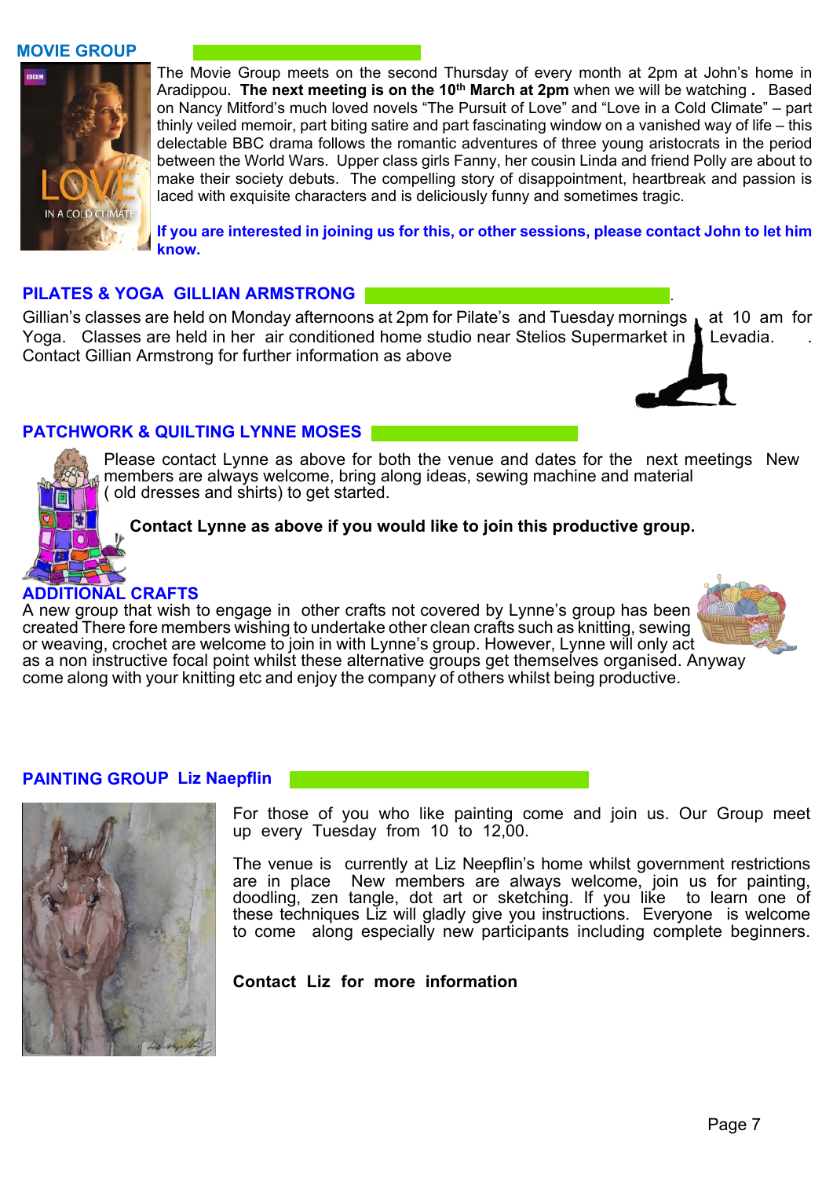## MOVIE GROUP

The Movie Group meets on the second Thursday of every month at 2pm at John's home in Aradippou. **The next meeting is on the 10th March at 2pm** when we will be watching **.** Based on Nancy Mitford's much loved novels "The Pursuit of Love" and "Love in a Cold Climate" – part thinly veiled memoir, part biting satire and part fascinating window on a vanished way of life – this delectable BBC drama follows the romantic adventures of three young aristocrats in the period between the World Wars. Upper class girls Fanny, her cousin Linda and friend Polly are about to make their society debuts. The compelling story of disappointment, heartbreak and passion is laced with exquisite characters and is deliciously funny and sometimes tragic.

**If you are interested in joining us for this, or other sessions, please contact John to let him know.**

## PILATES & YOGA GILLIAN ARMSTRONG

Gillian's classes are held on Monday afternoons at 2pm for Pilate's and Tuesday mornings at 10 am for Yoga. Classes are held in her air conditioned home studio near Stelios Supermarket in Levadia. Contact Gillian Armstrong for further information as above

## PATCHWORK & QUILTING LYNNE MOSES

Please contact Lynne as above for both the venue and dates for the next meetings New members are always welcome, bring along ideas, sewing machine and material ( old dresses and shirts) to get started.

**Contact Lynne as above if you would like to join this productive group.**

## ADDITIONAL CRAFTS

A new group that wish to engage in other crafts not covered by Lynne's group has been created There fore members wishing to undertake other clean crafts such as knitting, sewing or weaving, crochet are welcome to join in with Lynne's group. However, Lynne will only act as a non instructive focal point whilst these alternative groups get themselves organised. Anyway come along with your knitting etc and enjoy the company of others whilst being productive.

## PAINTING GROUP Liz Naepflin

For those of you who like painting come and join us. Our Group meet up every Tuesday from 10 to 12,00.

The venue is currently at Liz Neepflin's home whilst government restrictions are in place New members are always welcome, join us for painting, doodling, zen tangle, dot art or sketching. If you like to learn one of these techniques Liz will gladly give you instructions. Everyone is welcome to come along especially new participants including complete beginners.

**Contact Liz for more information**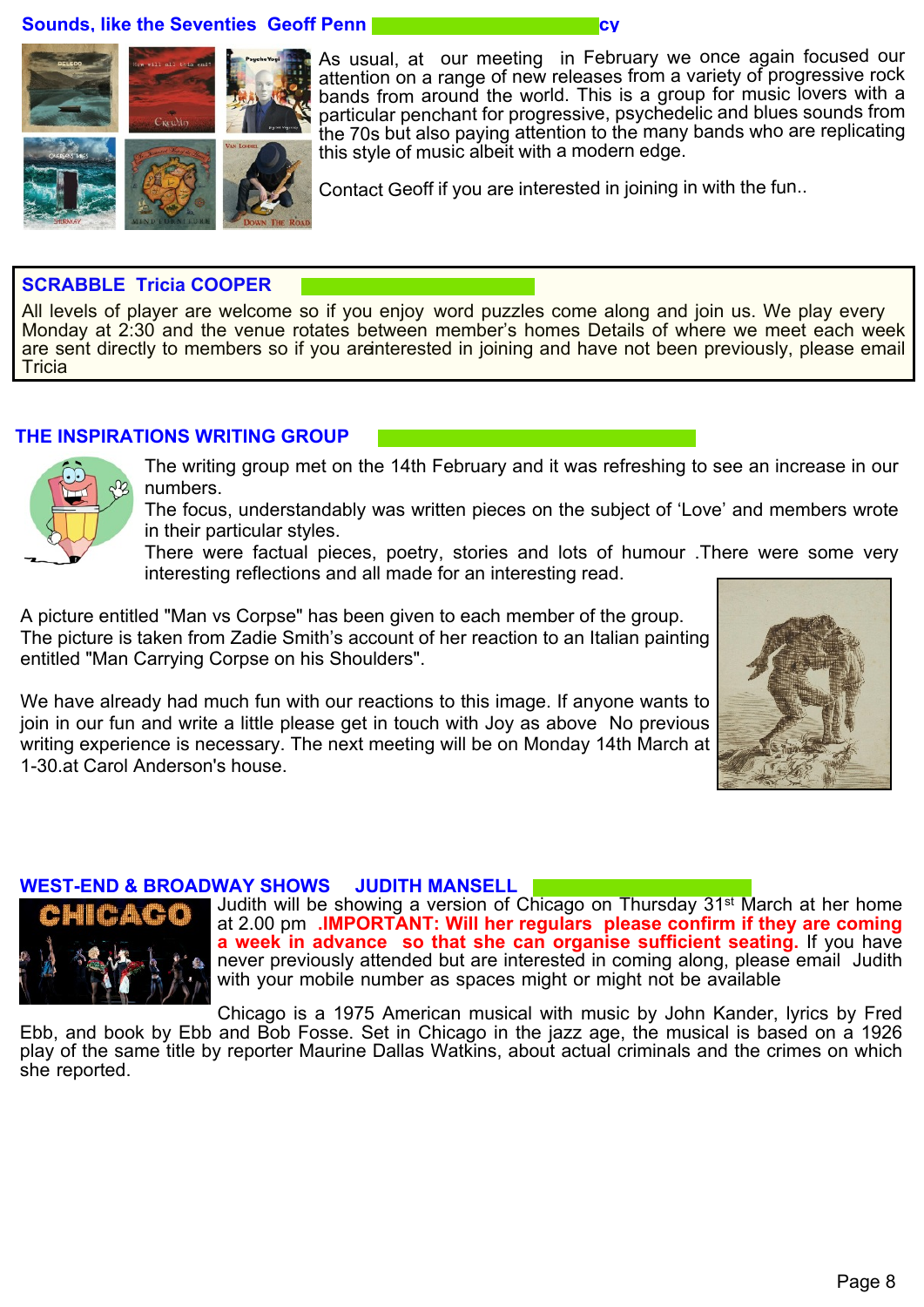## Sounds, like the Seventies Geoff Penn cy

As usual, at our meeting in February we once again focused our attention on a range of new releases from a variety of progressive rock bands from around the world. This is a group for music lovers with a particular penchant for progressive, psychedelic and blues sounds from the 70s but also paying attention to the many bands who are replicating this style of music albeit with a modern edge.

Contact Geoff if you are interested in joining in with the fun..

## SCRABBLE Tricia COOPER

All levels of player are welcome so if you enjoy word puzzles come along and join us. We play every Monday at 2:30 and the venue rotates between member's homes Details of where we meet each week are sent directly to members so if you areinterested in joining and have not been previously, please email Tricia

## THE INSPIRATIONS WRITING GROUP

The writing group met on the 14th February and it was refreshing to see an increase in our numbers.

The focus, understandably was written pieces on the subject of 'Love' and members wrote in their particular styles.

There were factual pieces, poetry, stories and lots of humour .There were some very interesting reflections and all made for an interesting read.

A picture entitled "Man vs Corpse" has been given to each member of the group. The picture is taken from Zadie Smith's account of her reaction to an Italian painting entitled "Man Carrying Corpse on his Shoulders".

We have already had much fun with our reactions to this image. If anyone wants to join in our fun and write a little please get in touch with Joy as above No previous writing experience is necessary. The next meeting will be on Monday 14th March at 1-30.at Carol Anderson's house.

## WEST-END & BROADWAY SHOWS JUDITH MANSELL

Judith will be showing a version of Chicago on Thursday 31st March at her home at 2.00 pm **.IMPORTANT: Will her regulars please confirm if they are coming a week in advance so that she can organise sufficient seating.** If you have never previously attended but are interested in coming along, please email Judith with your mobile number as spaces might or might not be available

Chicago is a 1975 American musical with music by John Kander, lyrics by Fred Ebb, and book by Ebb and Bob Fosse. Set in Chicago in the jazz age, the musical is based on a 1926 play of the same title by reporter Maurine Dallas Watkins, about actual criminals and the crimes on which she reported.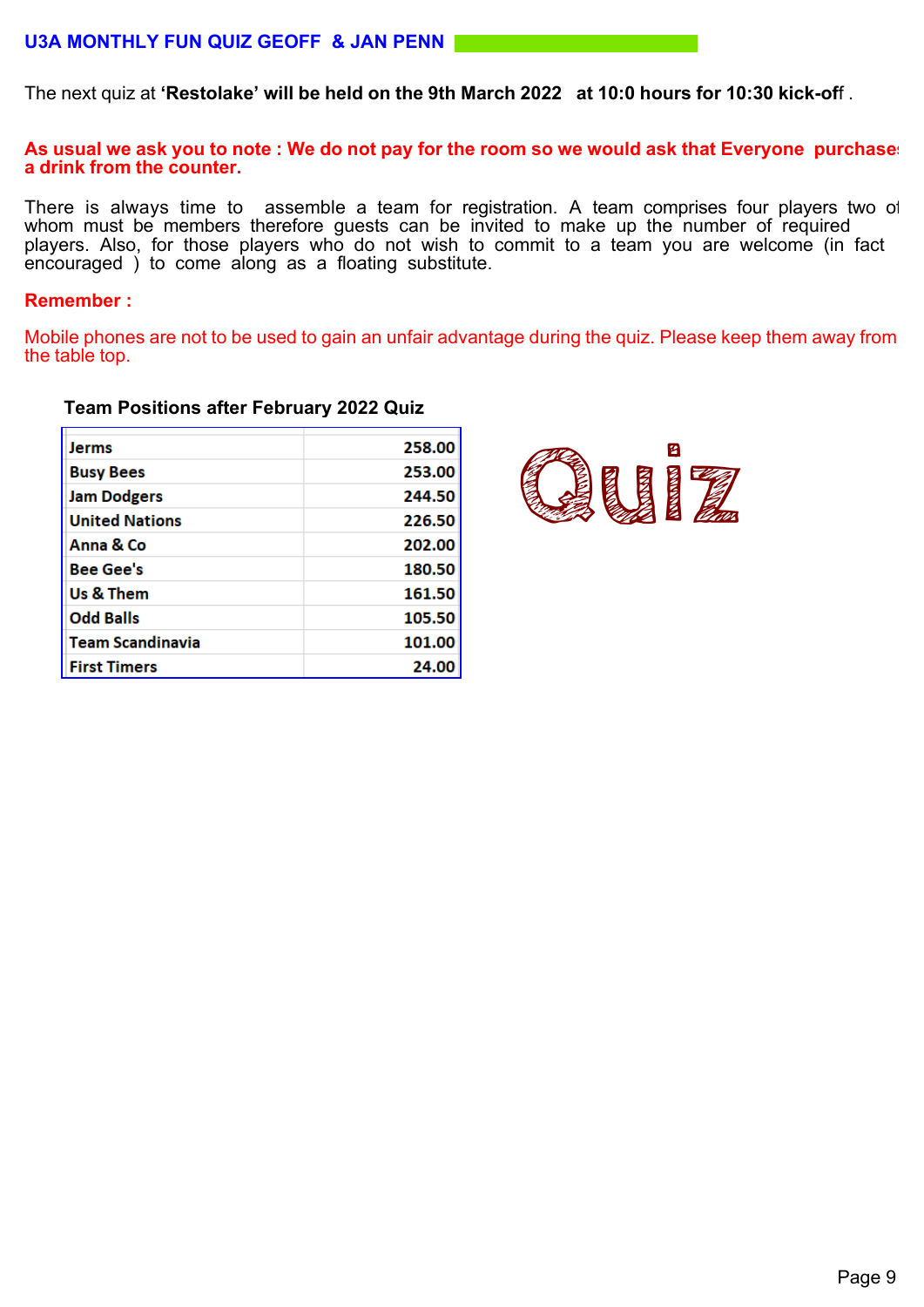## U3A MONTHLY FUN QUIZ GEOFF & JAN PENN

The next quiz at **'Restolake' will be held on the 9th March 2022 at 10:0 hours for 10:30 kick-of**f .

**As usual we ask you to note : We do not pay for the room so we would ask that Everyone purchase a drink from the counter.**

There is always time to assemble a team for registration. A team comprises four players two of whom must be members therefore guests can be invited to make up the number of required players. Also, for those players who do not wish to commit to a team you are welcome (in fact encouraged ) to come along as a floating substitute.

**Remember :**

Mobile phones are not to be used to gain an unfair advantage during the quiz. Please keep them away from the table top.

**Team Positions after February 2022 Quiz**

| | |
|---|---|
| Jerms | 258.00 |
| Busy Bees | 253.00 |
| Jam Dodgers | 244.50 |
| United Nations | 226.50 |
| Anna & Co | 202.00 |
| Bee Gee's | 180.50 |
| Us & Them | 161.50 |
| Odd Balls | 105.50 |
| Team Scandinavia | 101.00 |
| First Timers | 24.00 |

Quiz